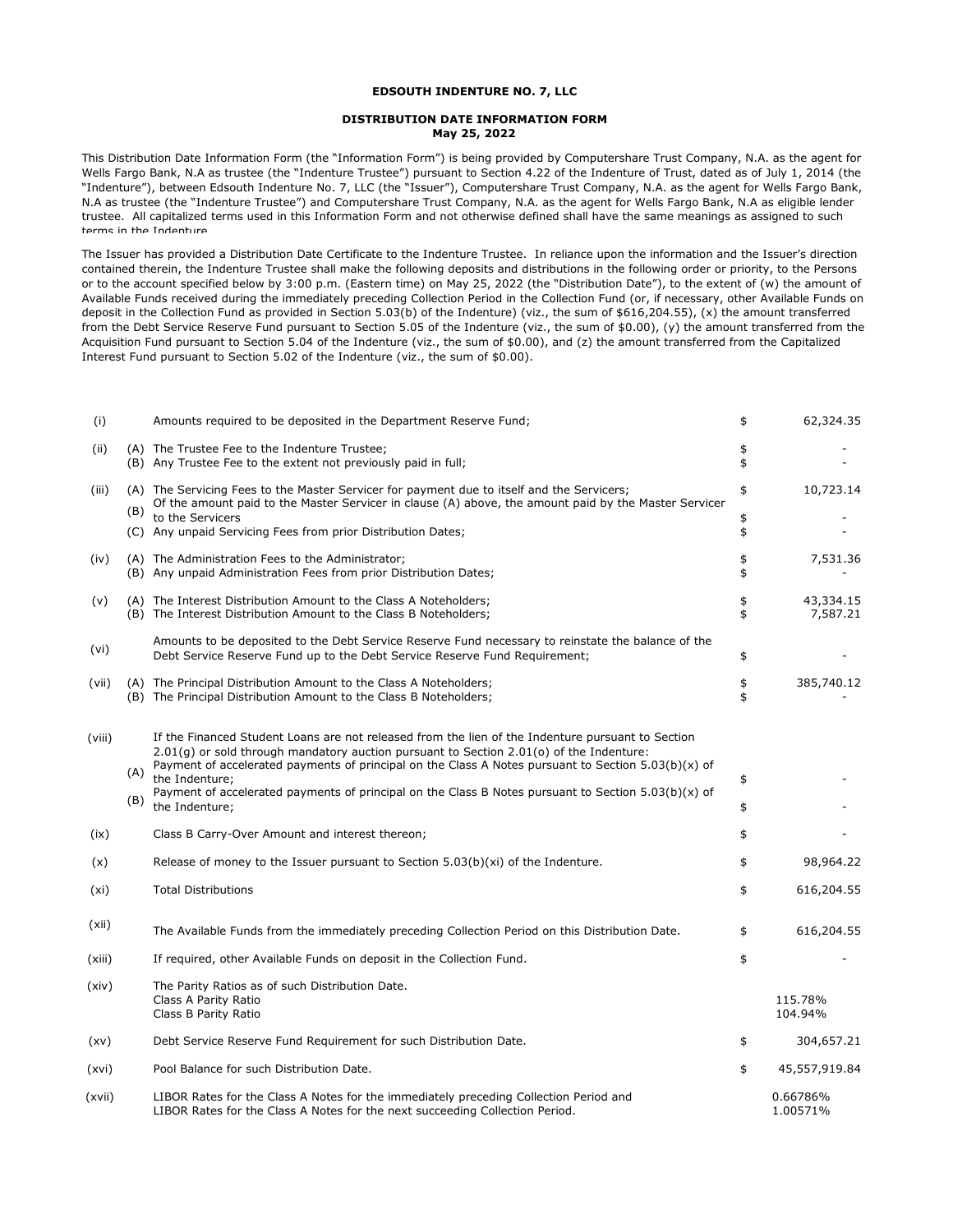# EDSOUTH INDENTURE NO. 7, LLC

## DISTRIBUTION DATE INFORMATION FORM
**May 25, 2022**

This Distribution Date Information Form (the "Information Form") is being provided by Computershare Trust Company, N.A. as the agent for Wells Fargo Bank, N.A as trustee (the "Indenture Trustee") pursuant to Section 4.22 of the Indenture of Trust, dated as of July 1, 2014 (the "Indenture"), between Edsouth Indenture No. 7, LLC (the "Issuer"), Computershare Trust Company, N.A. as the agent for Wells Fargo Bank, N.A as trustee (the "Indenture Trustee") and Computershare Trust Company, N.A. as the agent for Wells Fargo Bank, N.A as eligible lender trustee. All capitalized terms used in this Information Form and not otherwise defined shall have the same meanings as assigned to such terms in the Indenture.

The Issuer has provided a Distribution Date Certificate to the Indenture Trustee. In reliance upon the information and the Issuer's direction contained therein, the Indenture Trustee shall make the following deposits and distributions in the following order or priority, to the Persons or to the account specified below by 3:00 p.m. (Eastern time) on May 25, 2022 (the "Distribution Date"), to the extent of (w) the amount of Available Funds received during the immediately preceding Collection Period in the Collection Fund (or, if necessary, other Available Funds on deposit in the Collection Fund as provided in Section 5.03(b) of the Indenture) (viz., the sum of $616,204.55), (x) the amount transferred from the Debt Service Reserve Fund pursuant to Section 5.05 of the Indenture (viz., the sum of $0.00), (y) the amount transferred from the Acquisition Fund pursuant to Section 5.04 of the Indenture (viz., the sum of $0.00), and (z) the amount transferred from the Capitalized Interest Fund pursuant to Section 5.02 of the Indenture (viz., the sum of $0.00).

| | | | | |
|---|---|---|---|---|
| (i) | | Amounts required to be deposited in the Department Reserve Fund; | $ | 62,324.35 |
| (ii) | (A) | The Trustee Fee to the Indenture Trustee; | $ | - |
| | (B) | Any Trustee Fee to the extent not previously paid in full; | $ | - |
| (iii) | (A) | The Servicing Fees to the Master Servicer for payment due to itself and the Servicers; | $ | 10,723.14 |
| | (B) | Of the amount paid to the Master Servicer in clause (A) above, the amount paid by the Master Servicer to the Servicers | $ | - |
| | (C) | Any unpaid Servicing Fees from prior Distribution Dates; | $ | - |
| (iv) | (A) | The Administration Fees to the Administrator; | $ | 7,531.36 |
| | (B) | Any unpaid Administration Fees from prior Distribution Dates; | $ | - |
| (v) | (A) | The Interest Distribution Amount to the Class A Noteholders; | $ | 43,334.15 |
| | (B) | The Interest Distribution Amount to the Class B Noteholders; | $ | 7,587.21 |
| (vi) | | Amounts to be deposited to the Debt Service Reserve Fund necessary to reinstate the balance of the Debt Service Reserve Fund up to the Debt Service Reserve Fund Requirement; | $ | - |
| (vii) | (A) | The Principal Distribution Amount to the Class A Noteholders; | $ | 385,740.12 |
| | (B) | The Principal Distribution Amount to the Class B Noteholders; | $ | - |
| (viii) | | If the Financed Student Loans are not released from the lien of the Indenture pursuant to Section 2.01(g) or sold through mandatory auction pursuant to Section 2.01(o) of the Indenture: | | |
| | (A) | Payment of accelerated payments of principal on the Class A Notes pursuant to Section 5.03(b)(x) of the Indenture; | $ | - |
| | (B) | Payment of accelerated payments of principal on the Class B Notes pursuant to Section 5.03(b)(x) of the Indenture; | $ | - |
| (ix) | | Class B Carry-Over Amount and interest thereon; | $ | - |
| (x) | | Release of money to the Issuer pursuant to Section 5.03(b)(xi) of the Indenture. | $ | 98,964.22 |
| (xi) | | Total Distributions | $ | 616,204.55 |
| (xii) | | The Available Funds from the immediately preceding Collection Period on this Distribution Date. | $ | 616,204.55 |
| (xiii) | | If required, other Available Funds on deposit in the Collection Fund. | $ | - |
| (xiv) | | The Parity Ratios as of such Distribution Date. | | |
| | | Class A Parity Ratio | | 115.78% |
| | | Class B Parity Ratio | | 104.94% |
| (xv) | | Debt Service Reserve Fund Requirement for such Distribution Date. | $ | 304,657.21 |
| (xvi) | | Pool Balance for such Distribution Date. | $ | 45,557,919.84 |
| (xvii) | | LIBOR Rates for the Class A Notes for the immediately preceding Collection Period and | | 0.66786% |
| | | LIBOR Rates for the Class A Notes for the next succeeding Collection Period. | | 1.00571% |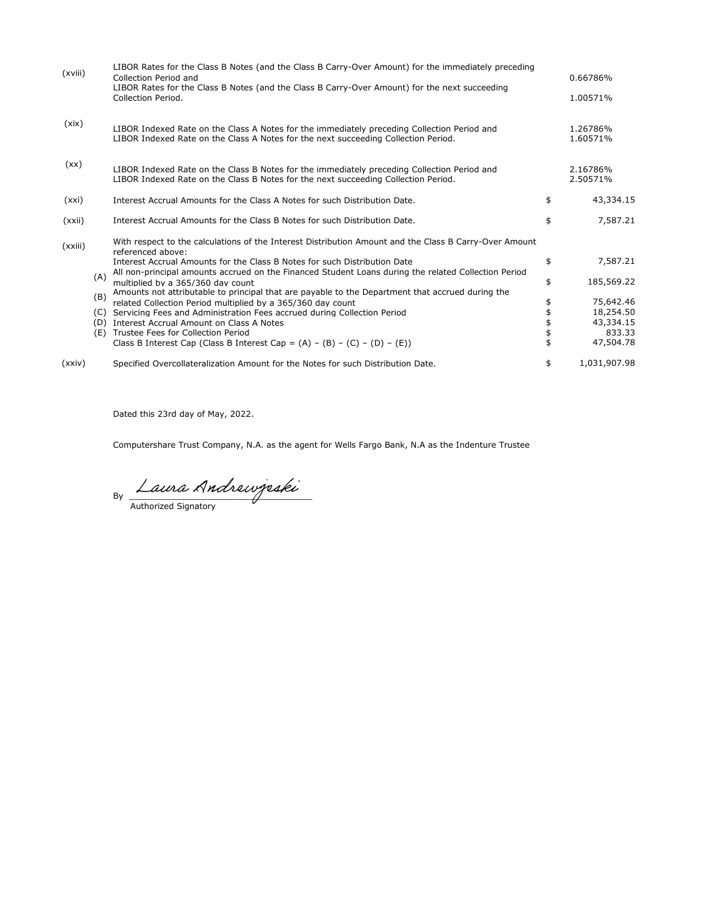| | | | | |
|---|---|---|---|---|
| (xviii) | | LIBOR Rates for the Class B Notes (and the Class B Carry-Over Amount) for the immediately preceding Collection Period and | | 0.66786% |
| | | LIBOR Rates for the Class B Notes (and the Class B Carry-Over Amount) for the next succeeding Collection Period. | | 1.00571% |
| (xix) | | LIBOR Indexed Rate on the Class A Notes for the immediately preceding Collection Period and | | 1.26786% |
| | | LIBOR Indexed Rate on the Class A Notes for the next succeeding Collection Period. | | 1.60571% |
| (xx) | | LIBOR Indexed Rate on the Class B Notes for the immediately preceding Collection Period and | | 2.16786% |
| | | LIBOR Indexed Rate on the Class B Notes for the next succeeding Collection Period. | | 2.50571% |
| (xxi) | | Interest Accrual Amounts for the Class A Notes for such Distribution Date. | $ | 43,334.15 |
| (xxii) | | Interest Accrual Amounts for the Class B Notes for such Distribution Date. | $ | 7,587.21 |
| (xxiii) | | With respect to the calculations of the Interest Distribution Amount and the Class B Carry-Over Amount referenced above: | | |
| | | Interest Accrual Amounts for the Class B Notes for such Distribution Date | $ | 7,587.21 |
| | (A) | All non-principal amounts accrued on the Financed Student Loans during the related Collection Period multiplied by a 365/360 day count | $ | 185,569.22 |
| | (B) | Amounts not attributable to principal that are payable to the Department that accrued during the related Collection Period multiplied by a 365/360 day count | $ | 75,642.46 |
| | (C) | Servicing Fees and Administration Fees accrued during Collection Period | $ | 18,254.50 |
| | (D) | Interest Accrual Amount on Class A Notes | $ | 43,334.15 |
| | (E) | Trustee Fees for Collection Period | $ | 833.33 |
| | | Class B Interest Cap (Class B Interest Cap = (A) – (B) – (C) – (D) – (E)) | $ | 47,504.78 |
| (xxiv) | | Specified Overcollateralization Amount for the Notes for such Distribution Date. | $ | 1,031,907.98 |

Dated this 23rd day of May, 2022.

Computershare Trust Company, N.A. as the agent for Wells Fargo Bank, N.A as the Indenture Trustee

By *Laura Andrewjeski*

Authorized Signatory